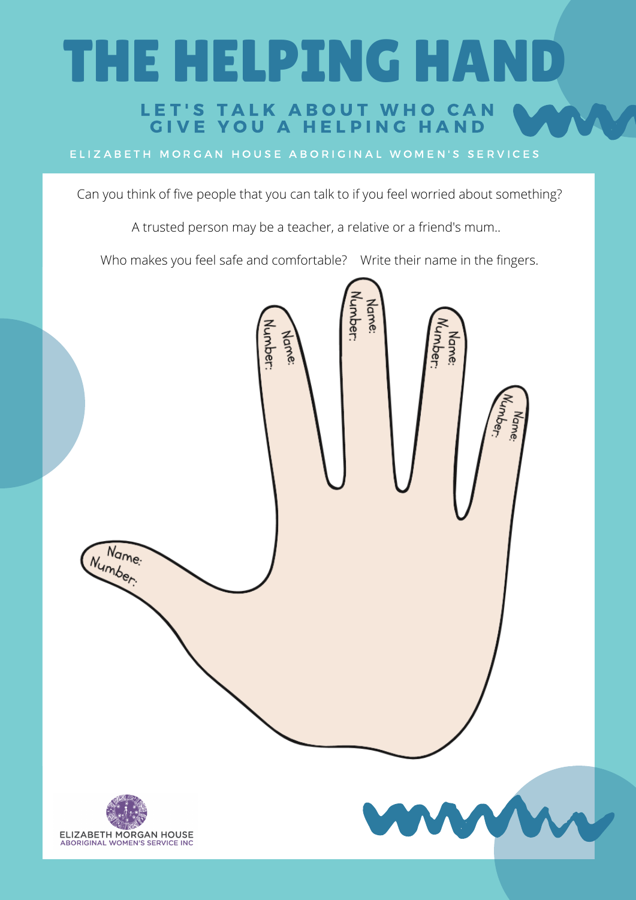# THE HELPING HAND

## LET'S TALK ABOUT WHO CAN GIVE YOU A HELPING HAND

ELIZABETH MORGAN HOUSE ABORIGINAL WOMEN'S SERVICES

Can you think of five people that you can talk to if you feel worried about something?

A trusted person may be a teacher, a relative or a friend's mum..

Who makes you feel safe and comfortable? Write their name in the fingers.

Name:
Number:

Name:
Number:

Name:
Number:

Name:
Number:

Name:
Number:

ELIZABETH MORGAN HOUSE
ABORIGINAL WOMEN'S SERVICE INC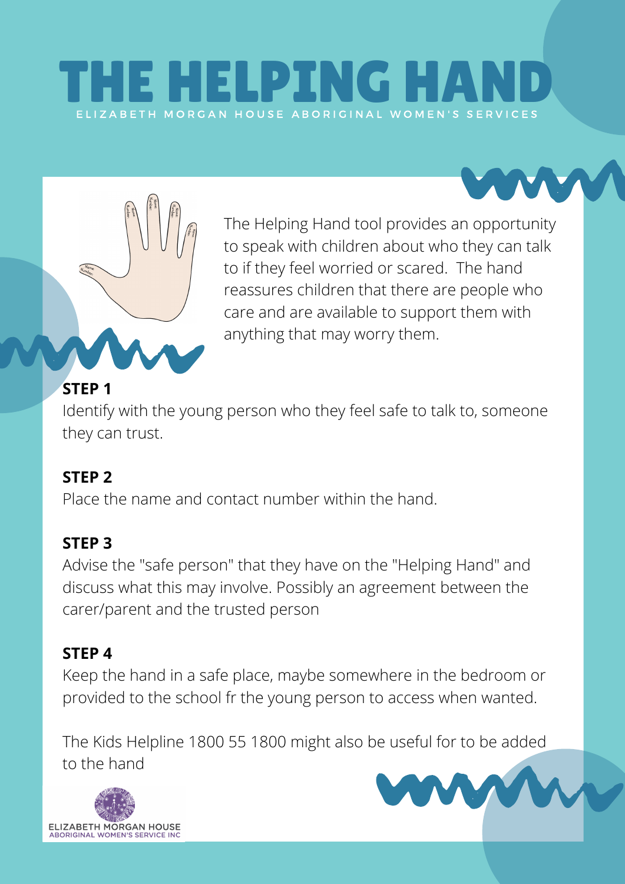# THE HELPING HAND

ELIZABETH MORGAN HOUSE ABORIGINAL WOMEN'S SERVICES

The Helping Hand tool provides an opportunity to speak with children about who they can talk to if they feel worried or scared. The hand reassures children that there are people who care and are available to support them with anything that may worry them.

**STEP 1**

Identify with the young person who they feel safe to talk to, someone they can trust.

**STEP 2**

Place the name and contact number within the hand.

**STEP 3**

Advise the "safe person" that they have on the "Helping Hand" and discuss what this may involve. Possibly an agreement between the carer/parent and the trusted person

**STEP 4**

Keep the hand in a safe place, maybe somewhere in the bedroom or provided to the school fr the young person to access when wanted.

The Kids Helpline 1800 55 1800 might also be useful for to be added to the hand

ELIZABETH MORGAN HOUSE
ABORIGINAL WOMEN'S SERVICE INC